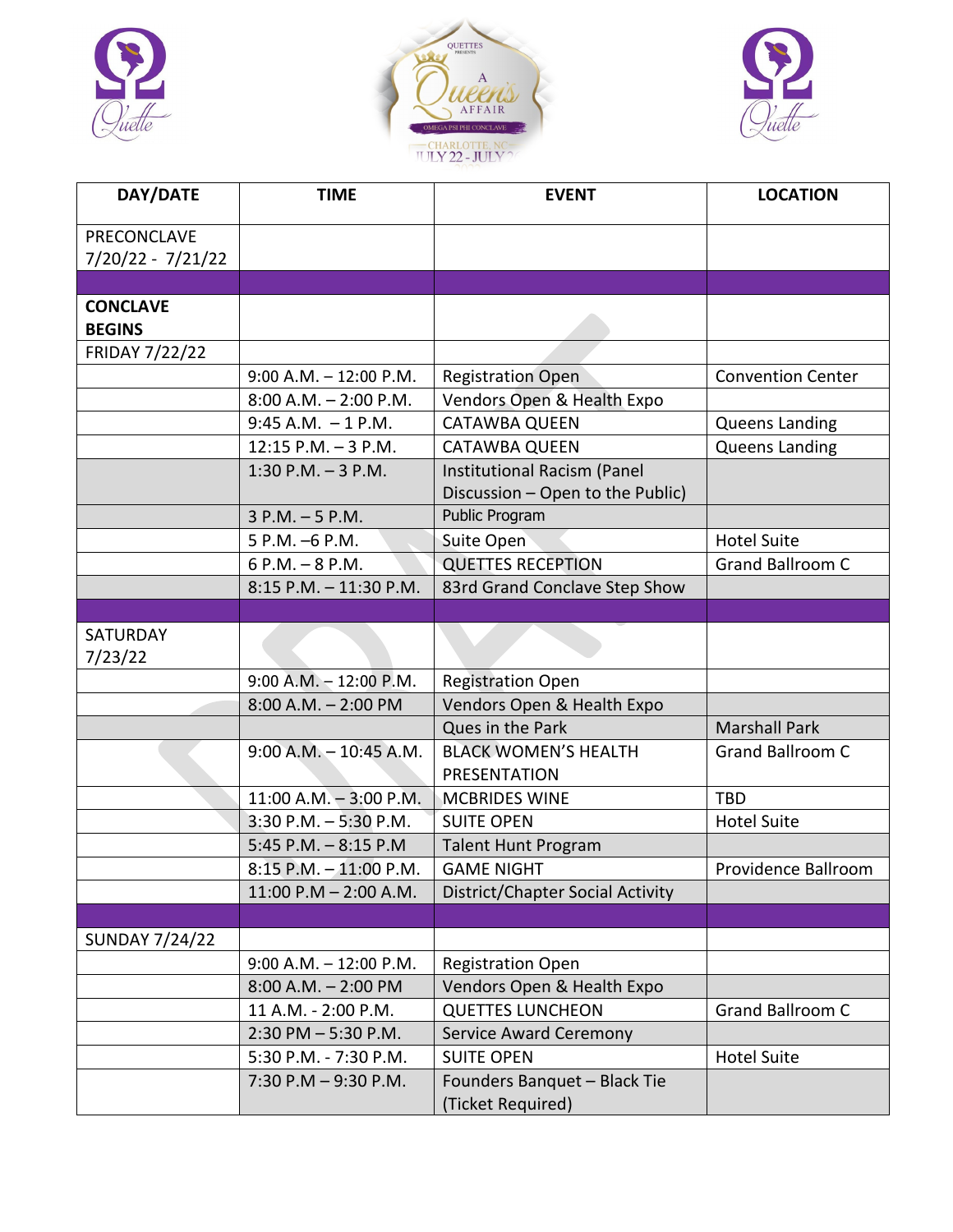| DAY/DATE | TIME | EVENT | LOCATION |
|---|---|---|---|
| PRECONCLAVE 7/20/22 - 7/21/22 | | | |
| | | | |
| **CONCLAVE BEGINS** | | | |
| FRIDAY 7/22/22 | | | |
| | 9:00 A.M. – 12:00 P.M. | Registration Open | Convention Center |
| | 8:00 A.M. – 2:00 P.M. | Vendors Open & Health Expo | |
| | 9:45 A.M. – 1 P.M. | CATAWBA QUEEN | Queens Landing |
| | 12:15 P.M. – 3 P.M. | CATAWBA QUEEN | Queens Landing |
| | 1:30 P.M. – 3 P.M. | Institutional Racism (Panel Discussion – Open to the Public) | |
| | 3 P.M. – 5 P.M. | Public Program | |
| | 5 P.M. –6 P.M. | Suite Open | Hotel Suite |
| | 6 P.M. – 8 P.M. | QUETTES RECEPTION | Grand Ballroom C |
| | 8:15 P.M. – 11:30 P.M. | 83rd Grand Conclave Step Show | |
| | | | |
| SATURDAY 7/23/22 | | | |
| | 9:00 A.M. – 12:00 P.M. | Registration Open | |
| | 8:00 A.M. – 2:00 PM | Vendors Open & Health Expo | |
| | | Ques in the Park | Marshall Park |
| | 9:00 A.M. – 10:45 A.M. | BLACK WOMEN'S HEALTH PRESENTATION | Grand Ballroom C |
| | 11:00 A.M. – 3:00 P.M. | MCBRIDES WINE | TBD |
| | 3:30 P.M. – 5:30 P.M. | SUITE OPEN | Hotel Suite |
| | 5:45 P.M. – 8:15 P.M | Talent Hunt Program | |
| | 8:15 P.M. – 11:00 P.M. | GAME NIGHT | Providence Ballroom |
| | 11:00 P.M – 2:00 A.M. | District/Chapter Social Activity | |
| | | | |
| SUNDAY 7/24/22 | | | |
| | 9:00 A.M. – 12:00 P.M. | Registration Open | |
| | 8:00 A.M. – 2:00 PM | Vendors Open & Health Expo | |
| | 11 A.M. - 2:00 P.M. | QUETTES LUNCHEON | Grand Ballroom C |
| | 2:30 PM – 5:30 P.M. | Service Award Ceremony | |
| | 5:30 P.M. - 7:30 P.M. | SUITE OPEN | Hotel Suite |
| | 7:30 P.M – 9:30 P.M. | Founders Banquet – Black Tie (Ticket Required) | |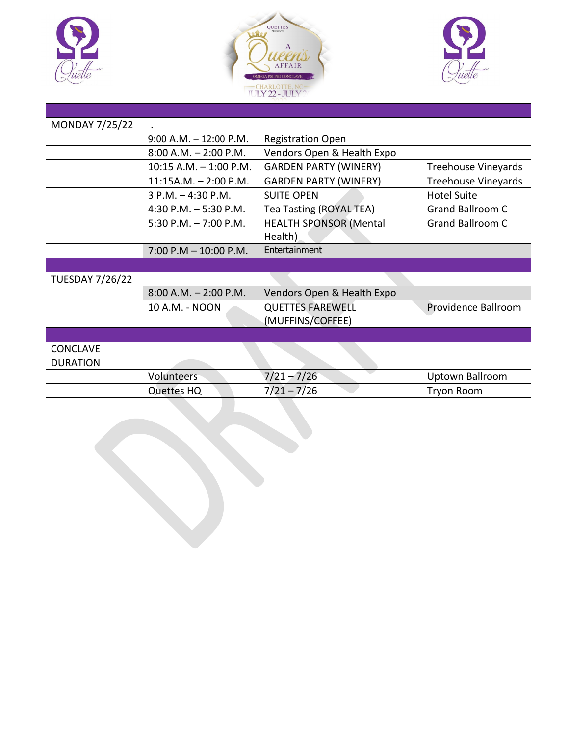| | | | |
|---|---|---|---|
| MONDAY 7/25/22 | . | | |
| | 9:00 A.M. – 12:00 P.M. | Registration Open | |
| | 8:00 A.M. – 2:00 P.M. | Vendors Open & Health Expo | |
| | 10:15 A.M. – 1:00 P.M. | GARDEN PARTY (WINERY) | Treehouse Vineyards |
| | 11:15A.M. – 2:00 P.M. | GARDEN PARTY (WINERY) | Treehouse Vineyards |
| | 3 P.M. – 4:30 P.M. | SUITE OPEN | Hotel Suite |
| | 4:30 P.M. – 5:30 P.M. | Tea Tasting (ROYAL TEA) | Grand Ballroom C |
| | 5:30 P.M. – 7:00 P.M. | HEALTH SPONSOR (Mental Health) | Grand Ballroom C |
| | 7:00 P.M – 10:00 P.M. | Entertainment | |
| | | | |
| TUESDAY 7/26/22 | | | |
| | 8:00 A.M. – 2:00 P.M. | Vendors Open & Health Expo | |
| | 10 A.M. - NOON | QUETTES FAREWELL (MUFFINS/COFFEE) | Providence Ballroom |
| | | | |
| CONCLAVE DURATION | | | |
| | Volunteers | 7/21 – 7/26 | Uptown Ballroom |
| | Quettes HQ | 7/21 – 7/26 | Tryon Room |